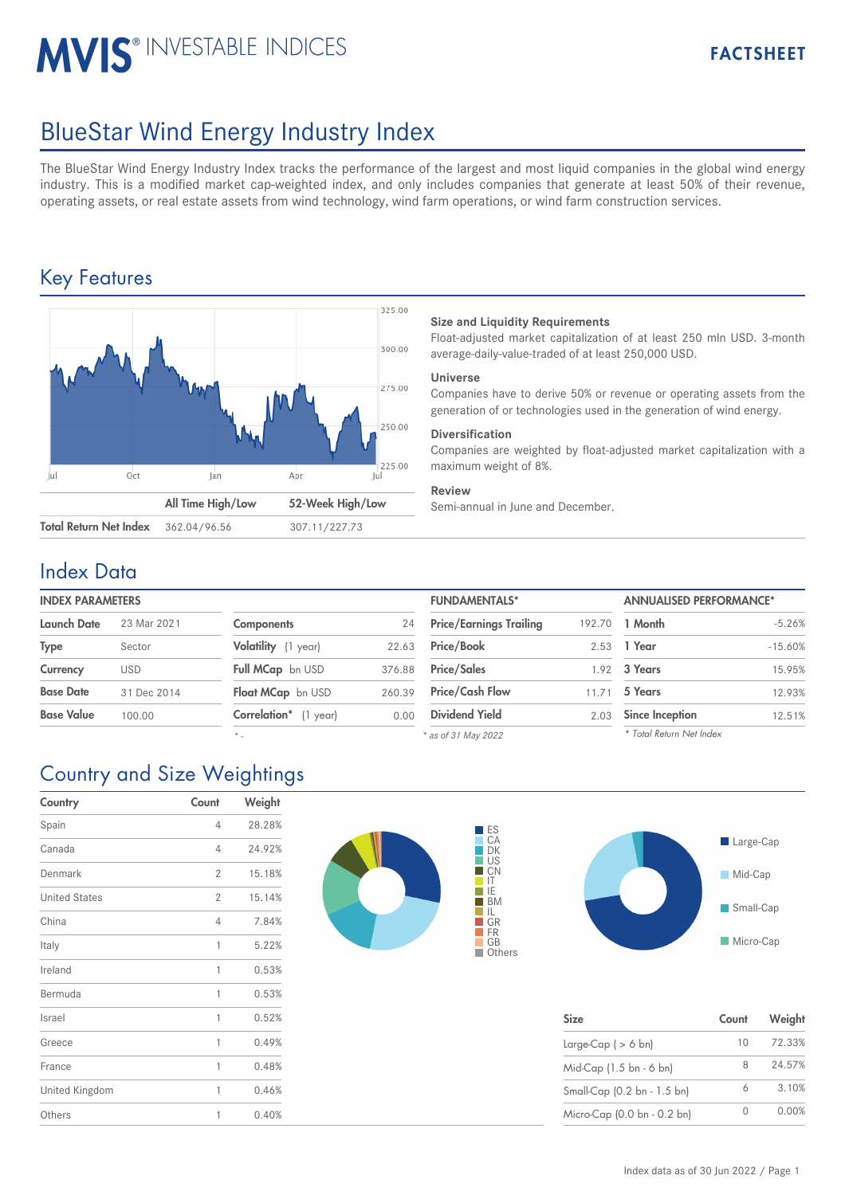# MVIS® INVESTABLE INDICES

**FACTSHEET**

# BlueStar Wind Energy Industry Index

The BlueStar Wind Energy Industry Index tracks the performance of the largest and most liquid companies in the global wind energy industry. This is a modified market cap-weighted index, and only includes companies that generate at least 50% of their revenue, operating assets, or real estate assets from wind technology, wind farm operations, or wind farm construction services.

## Key Features

| | All Time High/Low | 52-Week High/Low |
|---|---|---|
| **Total Return Net Index** | 362.04/96.56 | 307.11/227.73 |

**Size and Liquidity Requirements**
Float-adjusted market capitalization of at least 250 mln USD. 3-month average-daily-value-traded of at least 250,000 USD.

**Universe**
Companies have to derive 50% or revenue or operating assets from the generation of or technologies used in the generation of wind energy.

**Diversification**
Companies are weighted by float-adjusted market capitalization with a maximum weight of 8%.

**Review**
Semi-annual in June and December.

## Index Data

**INDEX PARAMETERS**

| | |
|---|---|
| **Launch Date** | 23 Mar 2021 |
| **Type** | Sector |
| **Currency** | USD |
| **Base Date** | 31 Dec 2014 |
| **Base Value** | 100.00 |

| | |
|---|---|
| **Components** | 24 |
| **Volatility** (1 year) | 22.63 |
| **Full MCap** bn USD | 376.88 |
| **Float MCap** bn USD | 260.39 |
| **Correlation*** (1 year) | 0.00 |

*\* -*

**FUNDAMENTALS***

| | |
|---|---|
| **Price/Earnings Trailing** | 192.70 |
| **Price/Book** | 2.53 |
| **Price/Sales** | 1.92 |
| **Price/Cash Flow** | 11.71 |
| **Dividend Yield** | 2.03 |

*\* as of 31 May 2022*

**ANNUALISED PERFORMANCE***

| | |
|---|---|
| **1 Month** | -5.26% |
| **1 Year** | -15.60% |
| **3 Years** | 15.95% |
| **5 Years** | 12.93% |
| **Since Inception** | 12.51% |

*\* Total Return Net Index*

## Country and Size Weightings

| Country | Count | Weight |
|---|---|---|
| Spain | 4 | 28.28% |
| Canada | 4 | 24.92% |
| Denmark | 2 | 15.18% |
| United States | 2 | 15.14% |
| China | 4 | 7.84% |
| Italy | 1 | 5.22% |
| Ireland | 1 | 0.53% |
| Bermuda | 1 | 0.53% |
| Israel | 1 | 0.52% |
| Greece | 1 | 0.49% |
| France | 1 | 0.48% |
| United Kingdom | 1 | 0.46% |
| Others | 1 | 0.40% |

| Size | Count | Weight |
|---|---|---|
| Large-Cap ( > 6 bn) | 10 | 72.33% |
| Mid-Cap (1.5 bn - 6 bn) | 8 | 24.57% |
| Small-Cap (0.2 bn - 1.5 bn) | 6 | 3.10% |
| Micro-Cap (0.0 bn - 0.2 bn) | 0 | 0.00% |

Index data as of 30 Jun 2022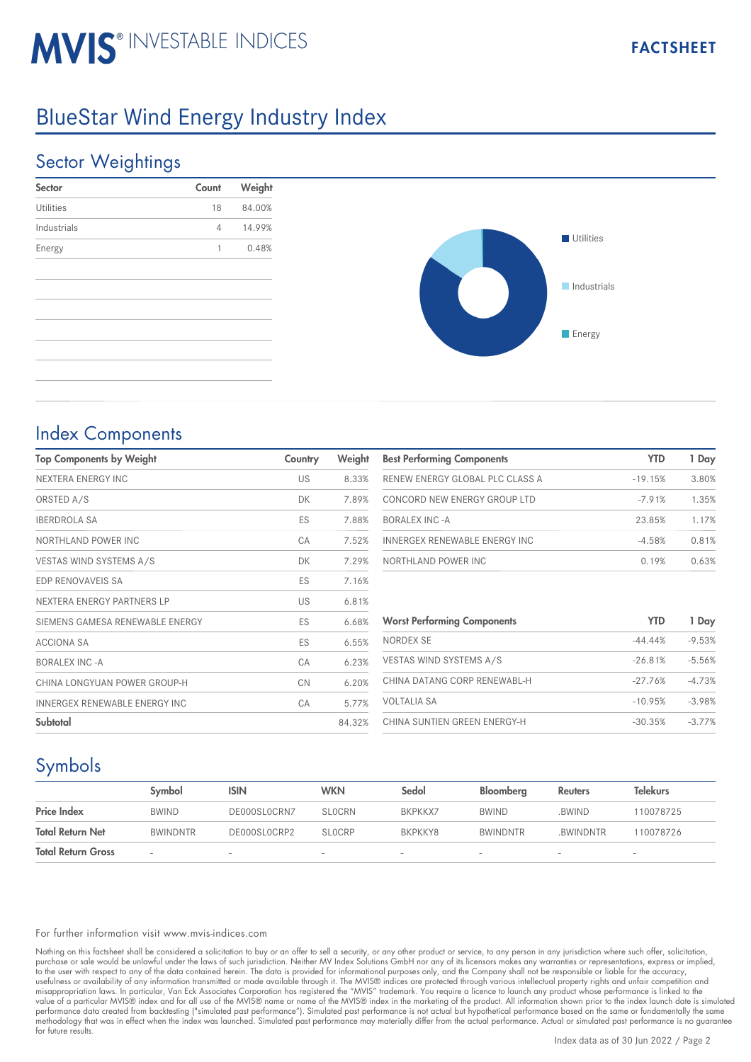# BlueStar Wind Energy Industry Index

## Sector Weightings

| Sector | Count | Weight |
|---|---|---|
| Utilities | 18 | 84.00% |
| Industrials | 4 | 14.99% |
| Energy | 1 | 0.48% |

Utilities

Industrials

Energy

## Index Components

| Top Components by Weight | Country | Weight |
|---|---|---|
| NEXTERA ENERGY INC | US | 8.33% |
| ORSTED A/S | DK | 7.89% |
| IBERDROLA SA | ES | 7.88% |
| NORTHLAND POWER INC | CA | 7.52% |
| VESTAS WIND SYSTEMS A/S | DK | 7.29% |
| EDP RENOVAVEIS SA | ES | 7.16% |
| NEXTERA ENERGY PARTNERS LP | US | 6.81% |
| SIEMENS GAMESA RENEWABLE ENERGY | ES | 6.68% |
| ACCIONA SA | ES | 6.55% |
| BORALEX INC -A | CA | 6.23% |
| CHINA LONGYUAN POWER GROUP-H | CN | 6.20% |
| INNERGEX RENEWABLE ENERGY INC | CA | 5.77% |
| **Subtotal** | | 84.32% |

| Best Performing Components | YTD | 1 Day |
|---|---|---|
| RENEW ENERGY GLOBAL PLC CLASS A | -19.15% | 3.80% |
| CONCORD NEW ENERGY GROUP LTD | -7.91% | 1.35% |
| BORALEX INC -A | 23.85% | 1.17% |
| INNERGEX RENEWABLE ENERGY INC | -4.58% | 0.81% |
| NORTHLAND POWER INC | 0.19% | 0.63% |

| Worst Performing Components | YTD | 1 Day |
|---|---|---|
| NORDEX SE | -44.44% | -9.53% |
| VESTAS WIND SYSTEMS A/S | -26.81% | -5.56% |
| CHINA DATANG CORP RENEWABL-H | -27.76% | -4.73% |
| VOLTALIA SA | -10.95% | -3.98% |
| CHINA SUNTIEN GREEN ENERGY-H | -30.35% | -3.77% |

## Symbols

| | Symbol | ISIN | WKN | Sedol | Bloomberg | Reuters | Telekurs |
|---|---|---|---|---|---|---|---|
| **Price Index** | BWIND | DE000SLOCRN7 | SLOCRN | BKPKKX7 | BWIND | .BWIND | 110078725 |
| **Total Return Net** | BWINDNTR | DE000SLOCRP2 | SLOCRP | BKPKKY8 | BWINDNTR | .BWINDNTR | 110078726 |
| **Total Return Gross** | - | - | - | - | - | - | - |

For further information visit www.mvis-indices.com

Nothing on this factsheet shall be considered a solicitation to buy or an offer to sell a security, or any other product or service, to any person in any jurisdiction where such offer, solicitation, purchase or sale would be unlawful under the laws of such jurisdiction. Neither MV Index Solutions GmbH nor any of its licensors makes any warranties or representations, express or implied, to the user with respect to any of the data contained herein. The data is provided for informational purposes only, and the Company shall not be responsible or liable for the accuracy, usefulness or availability of any information transmitted or made available through it. The MVIS® indices are protected through various intellectual property rights and unfair competition and misappropriation laws. In particular, Van Eck Associates Corporation has registered the "MVIS" trademark. You require a licence to launch any product whose performance is linked to the value of a particular MVIS® index and for all use of the MVIS® name or name of the MVIS® index in the marketing of the product. All information shown prior to the index launch date is simulated performance data created from backtesting ("simulated past performance"). Simulated past performance is not actual but hypothetical performance based on the same or fundamentally the same methodology that was in effect when the index was launched. Simulated past performance may materially differ from the actual performance. Actual or simulated past performance is no guarantee for future results.

Index data as of 30 Jun 2022